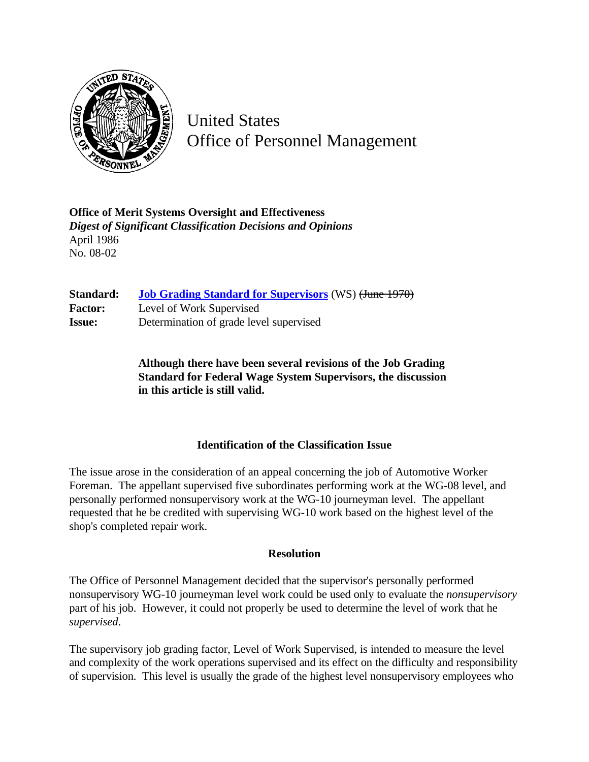United States
Office of Personnel Management

**Office of Merit Systems Oversight and Effectiveness**
*Digest of Significant Classification Decisions and Opinions*
April 1986
No. 08-02

| | |
|---|---|
| **Standard:** | **Job Grading Standard for Supervisors** (WS) ~~(June 1970)~~ |
| **Factor:** | Level of Work Supervised |
| **Issue:** | Determination of grade level supervised |

**Although there have been several revisions of the Job Grading Standard for Federal Wage System Supervisors, the discussion in this article is still valid.**

### Identification of the Classification Issue

The issue arose in the consideration of an appeal concerning the job of Automotive Worker Foreman. The appellant supervised five subordinates performing work at the WG-08 level, and personally performed nonsupervisory work at the WG-10 journeyman level. The appellant requested that he be credited with supervising WG-10 work based on the highest level of the shop's completed repair work.

### Resolution

The Office of Personnel Management decided that the supervisor's personally performed nonsupervisory WG-10 journeyman level work could be used only to evaluate the *nonsupervisory* part of his job. However, it could not properly be used to determine the level of work that he *supervised*.

The supervisory job grading factor, Level of Work Supervised, is intended to measure the level and complexity of the work operations supervised and its effect on the difficulty and responsibility of supervision. This level is usually the grade of the highest level nonsupervisory employees who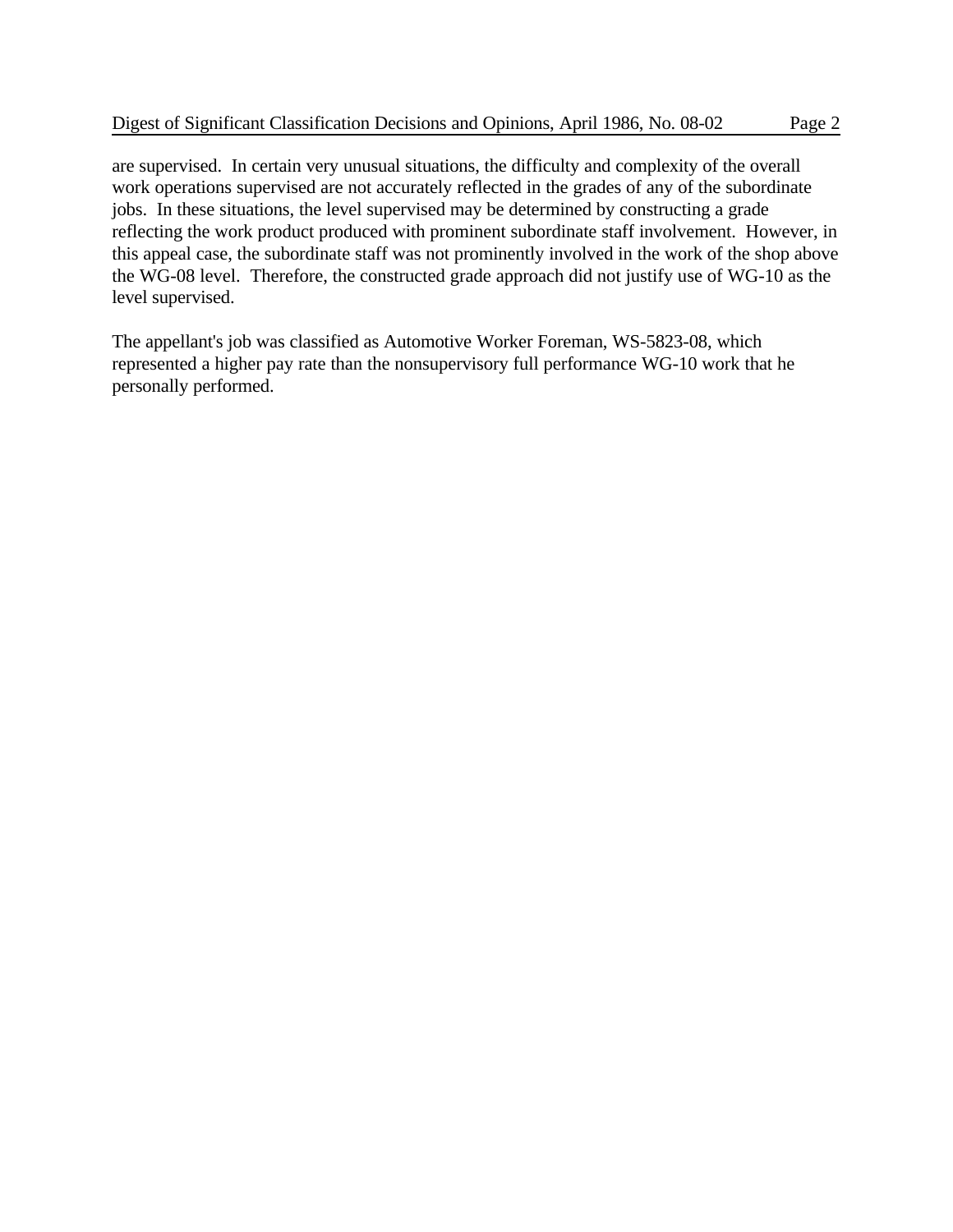are supervised. In certain very unusual situations, the difficulty and complexity of the overall work operations supervised are not accurately reflected in the grades of any of the subordinate jobs. In these situations, the level supervised may be determined by constructing a grade reflecting the work product produced with prominent subordinate staff involvement. However, in this appeal case, the subordinate staff was not prominently involved in the work of the shop above the WG-08 level. Therefore, the constructed grade approach did not justify use of WG-10 as the level supervised.

The appellant's job was classified as Automotive Worker Foreman, WS-5823-08, which represented a higher pay rate than the nonsupervisory full performance WG-10 work that he personally performed.